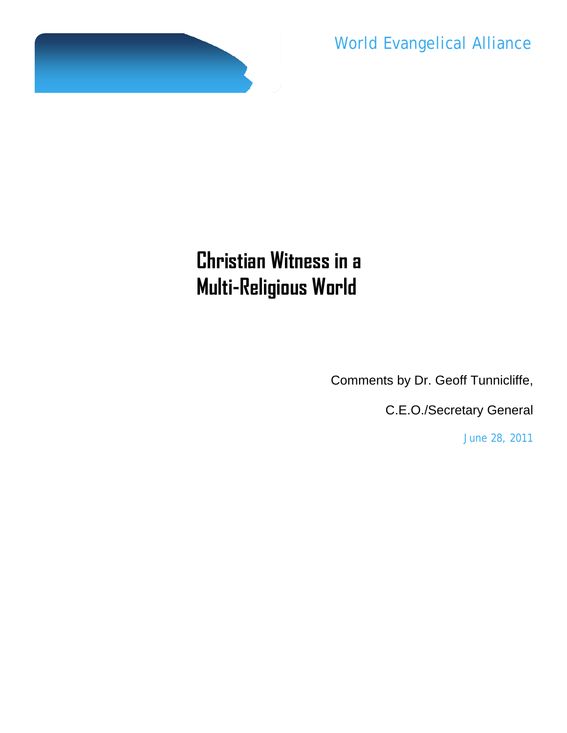World Evangelical Alliance

# Christian Witness in a Multi-Religious World

Comments by Dr. Geoff Tunnicliffe,

C.E.O./Secretary General

June 28, 2011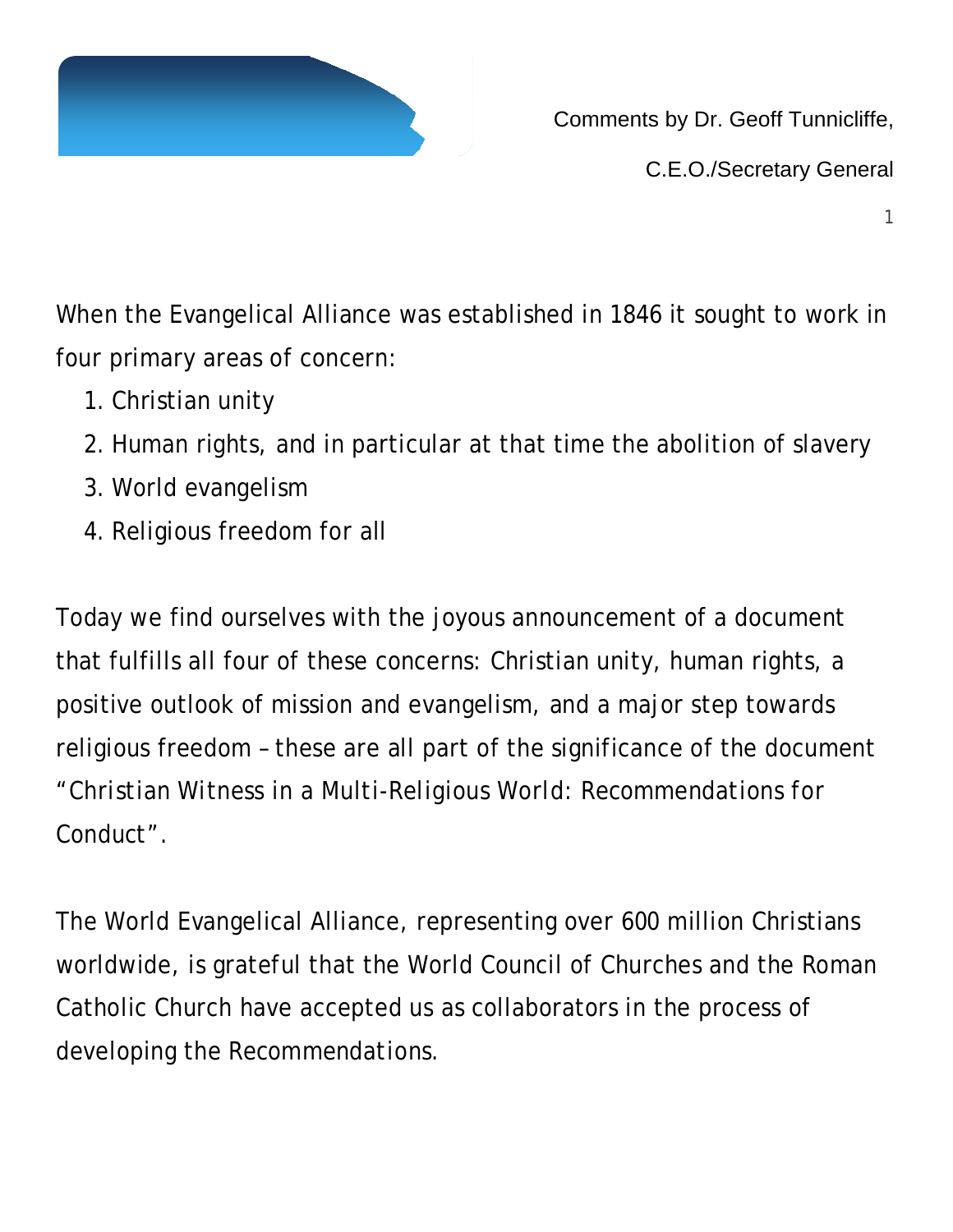Comments by Dr. Geoff Tunnicliffe,

C.E.O./Secretary General

When the Evangelical Alliance was established in 1846 it sought to work in four primary areas of concern:

1. Christian unity
2. Human rights, and in particular at that time the abolition of slavery
3. World evangelism
4. Religious freedom for all

Today we find ourselves with the joyous announcement of a document that fulfills all four of these concerns: Christian unity, human rights, a positive outlook of mission and evangelism, and a major step towards religious freedom – these are all part of the significance of the document "Christian Witness in a Multi-Religious World: Recommendations for Conduct".

The World Evangelical Alliance, representing over 600 million Christians worldwide, is grateful that the World Council of Churches and the Roman Catholic Church have accepted us as collaborators in the process of developing the Recommendations.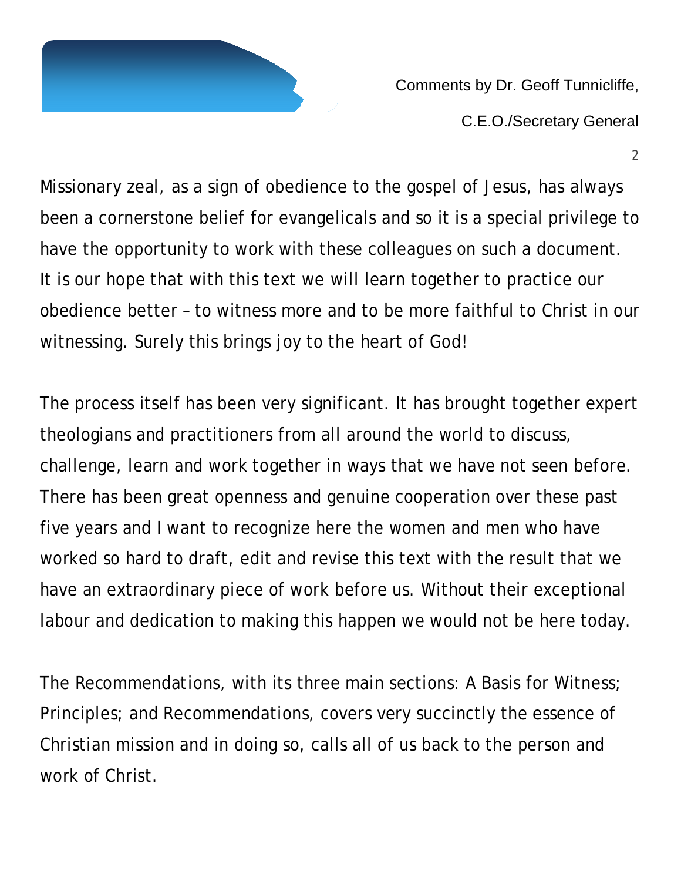Missionary zeal, as a sign of obedience to the gospel of Jesus, has always been a cornerstone belief for evangelicals and so it is a special privilege to have the opportunity to work with these colleagues on such a document. It is our hope that with this text we will learn together to practice our obedience better – to witness more and to be more faithful to Christ in our witnessing. Surely this brings joy to the heart of God!

The process itself has been very significant. It has brought together expert theologians and practitioners from all around the world to discuss, challenge, learn and work together in ways that we have not seen before. There has been great openness and genuine cooperation over these past five years and I want to recognize here the women and men who have worked so hard to draft, edit and revise this text with the result that we have an extraordinary piece of work before us. Without their exceptional labour and dedication to making this happen we would not be here today.

The Recommendations, with its three main sections: A Basis for Witness; Principles; and Recommendations, covers very succinctly the essence of Christian mission and in doing so, calls all of us back to the person and work of Christ.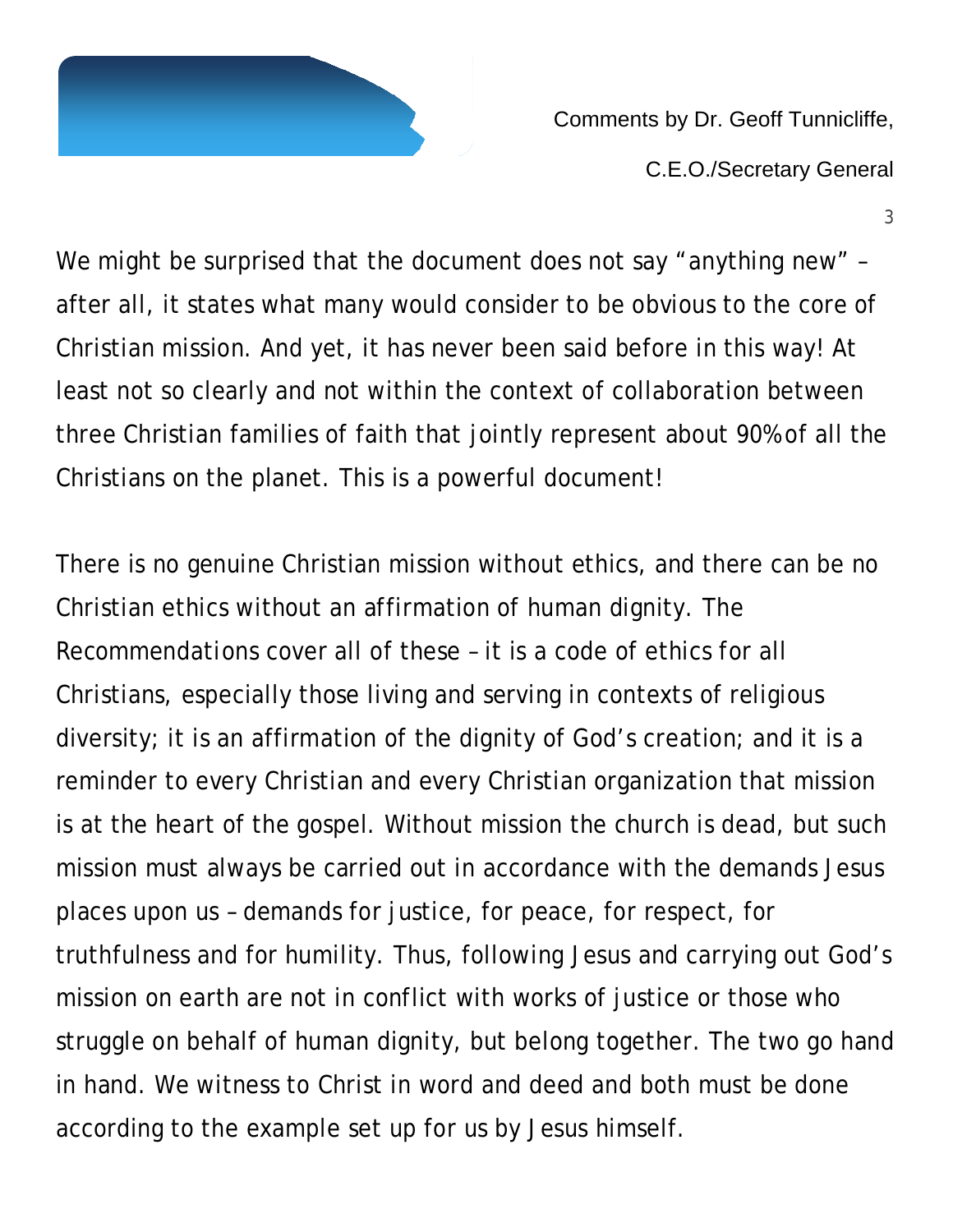We might be surprised that the document does not say “anything new” – after all, it states what many would consider to be obvious to the core of Christian mission. And yet, it has never been said before in this way! At least not so clearly and not within the context of collaboration between three Christian families of faith that jointly represent about 90% of all the Christians on the planet. This is a powerful document!

There is no genuine Christian mission without ethics, and there can be no Christian ethics without an affirmation of human dignity. The Recommendations cover all of these – it is a code of ethics for all Christians, especially those living and serving in contexts of religious diversity; it is an affirmation of the dignity of God’s creation; and it is a reminder to every Christian and every Christian organization that mission is at the heart of the gospel. Without mission the church is dead, but such mission must always be carried out in accordance with the demands Jesus places upon us – demands for justice, for peace, for respect, for truthfulness and for humility. Thus, following Jesus and carrying out God’s mission on earth are not in conflict with works of justice or those who struggle on behalf of human dignity, but belong together. The two go hand in hand. We witness to Christ in word and deed and both must be done according to the example set up for us by Jesus himself.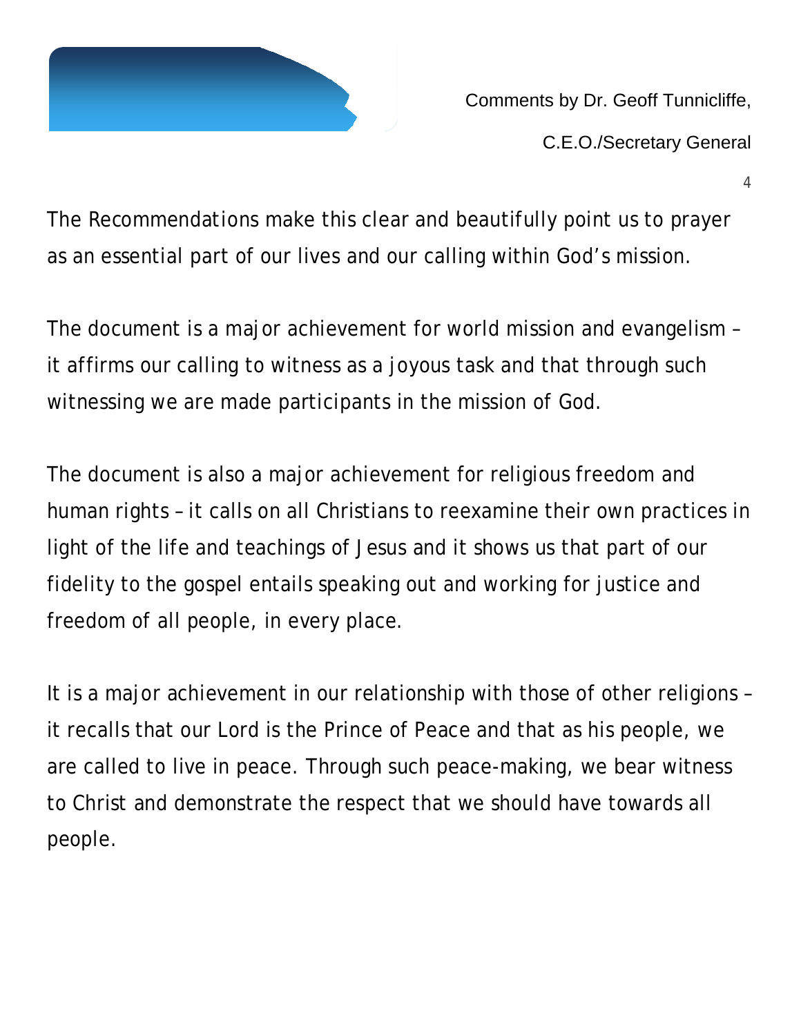The Recommendations make this clear and beautifully point us to prayer as an essential part of our lives and our calling within God's mission.

The document is a major achievement for world mission and evangelism – it affirms our calling to witness as a joyous task and that through such witnessing we are made participants in the mission of God.

The document is also a major achievement for religious freedom and human rights – it calls on all Christians to reexamine their own practices in light of the life and teachings of Jesus and it shows us that part of our fidelity to the gospel entails speaking out and working for justice and freedom of all people, in every place.

It is a major achievement in our relationship with those of other religions – it recalls that our Lord is the Prince of Peace and that as his people, we are called to live in peace. Through such peace-making, we bear witness to Christ and demonstrate the respect that we should have towards all people.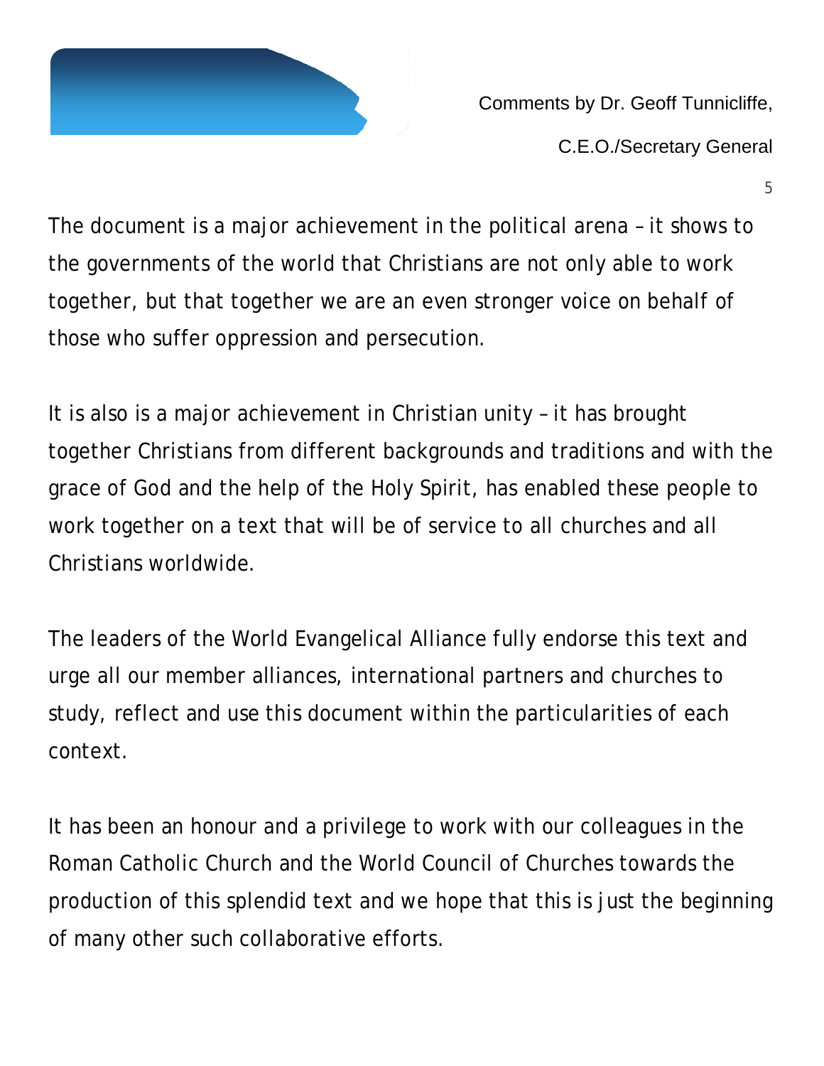Comments by Dr. Geoff Tunnicliffe,

C.E.O./Secretary General

The document is a major achievement in the political arena – it shows to the governments of the world that Christians are not only able to work together, but that together we are an even stronger voice on behalf of those who suffer oppression and persecution.

It is also is a major achievement in Christian unity – it has brought together Christians from different backgrounds and traditions and with the grace of God and the help of the Holy Spirit, has enabled these people to work together on a text that will be of service to all churches and all Christians worldwide.

The leaders of the World Evangelical Alliance fully endorse this text and urge all our member alliances, international partners and churches to study, reflect and use this document within the particularities of each context.

It has been an honour and a privilege to work with our colleagues in the Roman Catholic Church and the World Council of Churches towards the production of this splendid text and we hope that this is just the beginning of many other such collaborative efforts.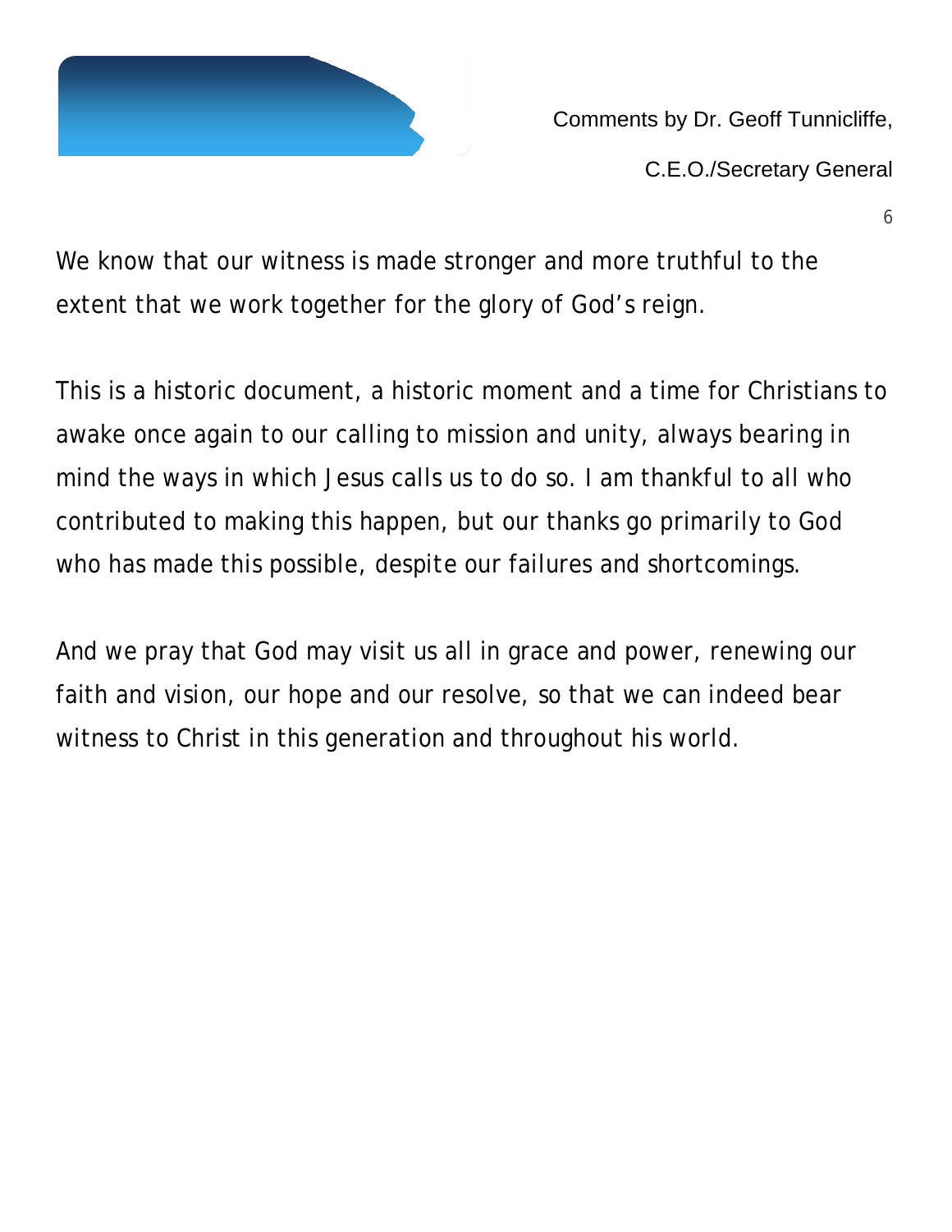We know that our witness is made stronger and more truthful to the extent that we work together for the glory of God's reign.

This is a historic document, a historic moment and a time for Christians to awake once again to our calling to mission and unity, always bearing in mind the ways in which Jesus calls us to do so. I am thankful to all who contributed to making this happen, but our thanks go primarily to God who has made this possible, despite our failures and shortcomings.

And we pray that God may visit us all in grace and power, renewing our faith and vision, our hope and our resolve, so that we can indeed bear witness to Christ in this generation and throughout his world.